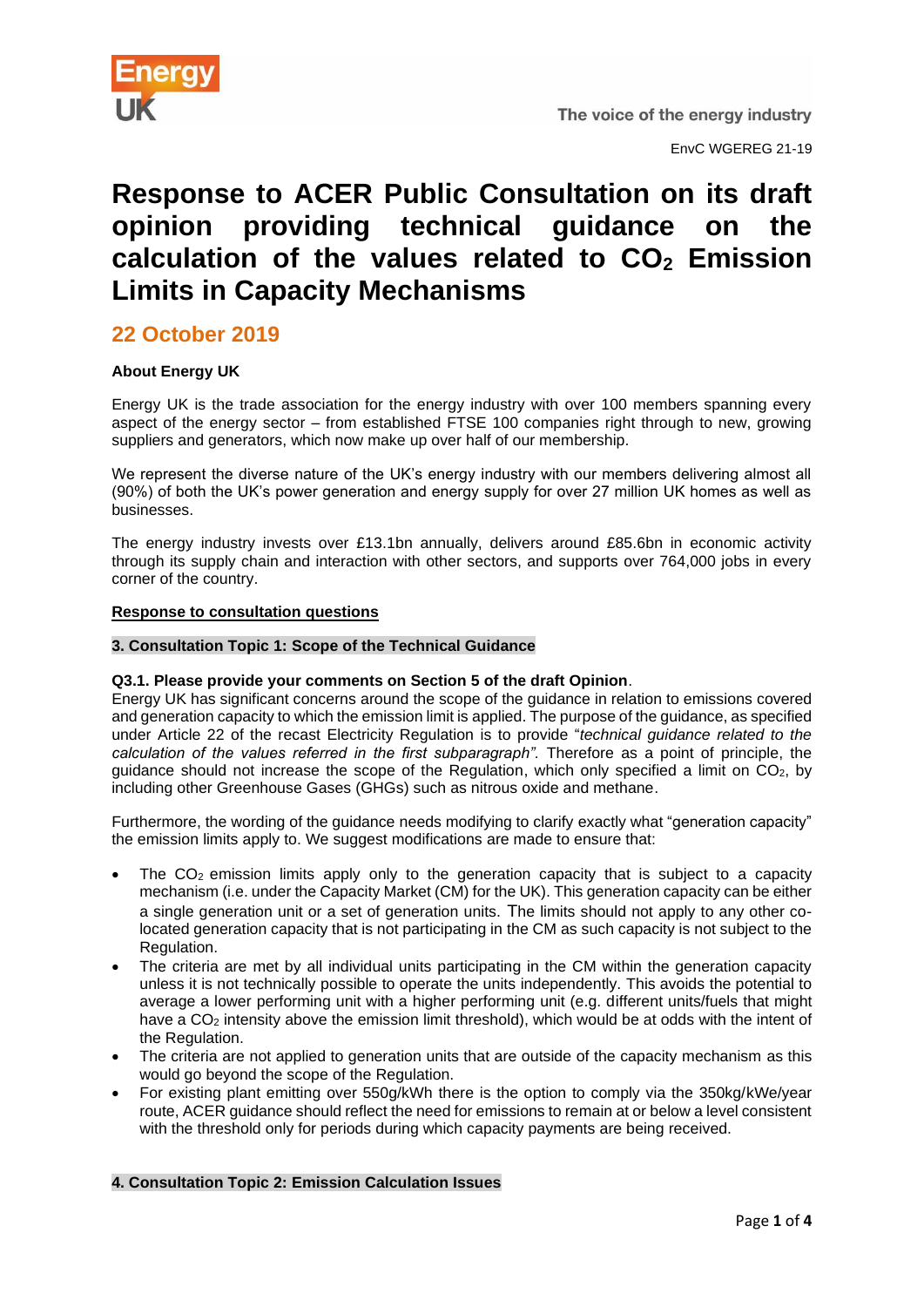The voice of the energy industry

EnvC WGEREG 21-19

# Response to ACER Public Consultation on its draft opinion providing technical guidance on the calculation of the values related to $CO_2$ Emission Limits in Capacity Mechanisms

## 22 October 2019

**About Energy UK**

Energy UK is the trade association for the energy industry with over 100 members spanning every aspect of the energy sector – from established FTSE 100 companies right through to new, growing suppliers and generators, which now make up over half of our membership.

We represent the diverse nature of the UK's energy industry with our members delivering almost all (90%) of both the UK's power generation and energy supply for over 27 million UK homes as well as businesses.

The energy industry invests over £13.1bn annually, delivers around £85.6bn in economic activity through its supply chain and interaction with other sectors, and supports over 764,000 jobs in every corner of the country.

**Response to consultation questions**

**3. Consultation Topic 1: Scope of the Technical Guidance**

**Q3.1. Please provide your comments on Section 5 of the draft Opinion**.

Energy UK has significant concerns around the scope of the guidance in relation to emissions covered and generation capacity to which the emission limit is applied. The purpose of the guidance, as specified under Article 22 of the recast Electricity Regulation is to provide "*technical guidance related to the calculation of the values referred in the first subparagraph*". Therefore as a point of principle, the guidance should not increase the scope of the Regulation, which only specified a limit on $CO_2$, by including other Greenhouse Gases (GHGs) such as nitrous oxide and methane.

Furthermore, the wording of the guidance needs modifying to clarify exactly what "generation capacity" the emission limits apply to. We suggest modifications are made to ensure that:

- The $CO_2$ emission limits apply only to the generation capacity that is subject to a capacity mechanism (i.e. under the Capacity Market (CM) for the UK). This generation capacity can be either a single generation unit or a set of generation units. The limits should not apply to any other co-located generation capacity that is not participating in the CM as such capacity is not subject to the Regulation.
- The criteria are met by all individual units participating in the CM within the generation capacity unless it is not technically possible to operate the units independently. This avoids the potential to average a lower performing unit with a higher performing unit (e.g. different units/fuels that might have a $CO_2$ intensity above the emission limit threshold), which would be at odds with the intent of the Regulation.
- The criteria are not applied to generation units that are outside of the capacity mechanism as this would go beyond the scope of the Regulation.
- For existing plant emitting over 550g/kWh there is the option to comply via the 350kg/kWe/year route, ACER guidance should reflect the need for emissions to remain at or below a level consistent with the threshold only for periods during which capacity payments are being received.

**4. Consultation Topic 2: Emission Calculation Issues**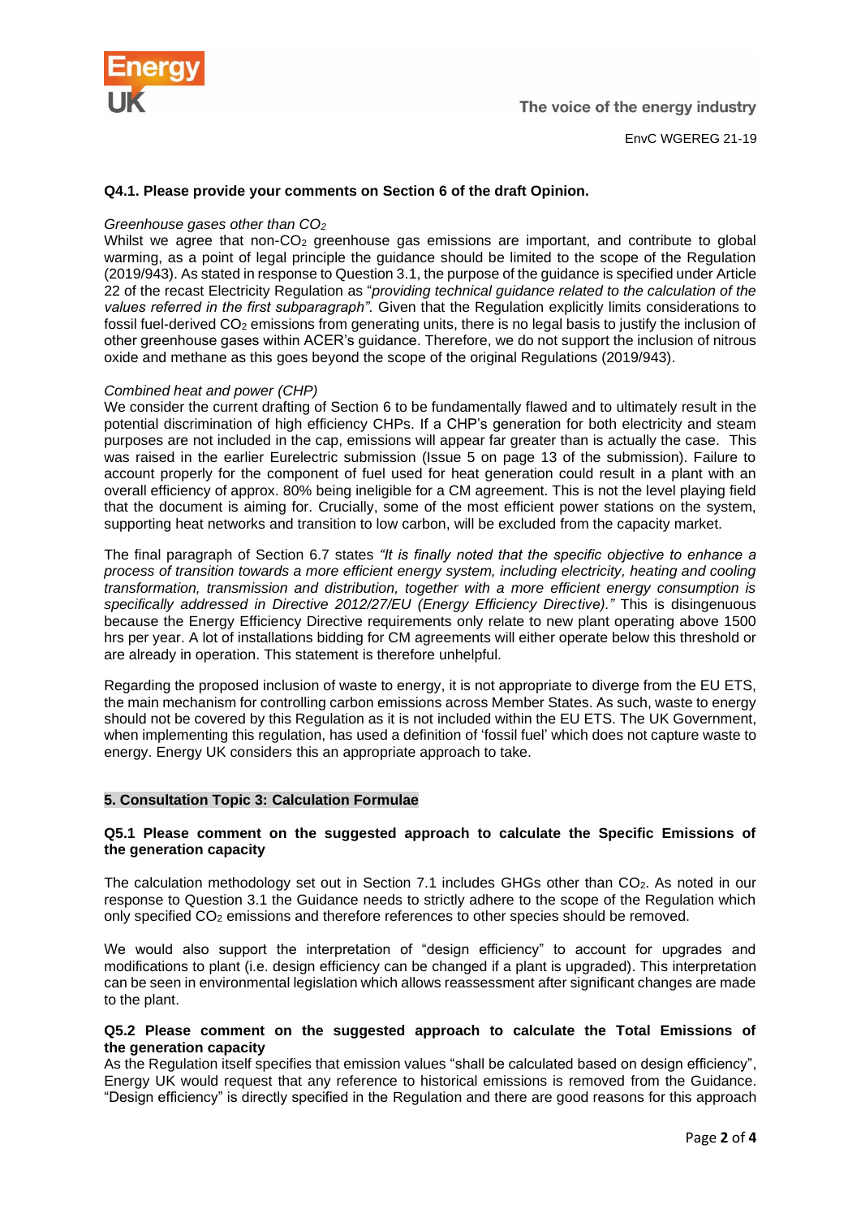EnvC WGEREG 21-19

**Q4.1. Please provide your comments on Section 6 of the draft Opinion.**

*Greenhouse gases other than $CO_2$*

Whilst we agree that non-$CO_2$ greenhouse gas emissions are important, and contribute to global warming, as a point of legal principle the guidance should be limited to the scope of the Regulation (2019/943). As stated in response to Question 3.1, the purpose of the guidance is specified under Article 22 of the recast Electricity Regulation as "*providing technical guidance related to the calculation of the values referred in the first subparagraph".* Given that the Regulation explicitly limits considerations to fossil fuel-derived $CO_2$ emissions from generating units, there is no legal basis to justify the inclusion of other greenhouse gases within ACER's guidance. Therefore, we do not support the inclusion of nitrous oxide and methane as this goes beyond the scope of the original Regulations (2019/943).

*Combined heat and power (CHP)*

We consider the current drafting of Section 6 to be fundamentally flawed and to ultimately result in the potential discrimination of high efficiency CHPs. If a CHP's generation for both electricity and steam purposes are not included in the cap, emissions will appear far greater than is actually the case. This was raised in the earlier Eurelectric submission (Issue 5 on page 13 of the submission). Failure to account properly for the component of fuel used for heat generation could result in a plant with an overall efficiency of approx. 80% being ineligible for a CM agreement. This is not the level playing field that the document is aiming for. Crucially, some of the most efficient power stations on the system, supporting heat networks and transition to low carbon, will be excluded from the capacity market.

The final paragraph of Section 6.7 states *"It is finally noted that the specific objective to enhance a process of transition towards a more efficient energy system, including electricity, heating and cooling transformation, transmission and distribution, together with a more efficient energy consumption is specifically addressed in Directive 2012/27/EU (Energy Efficiency Directive)."* This is disingenuous because the Energy Efficiency Directive requirements only relate to new plant operating above 1500 hrs per year. A lot of installations bidding for CM agreements will either operate below this threshold or are already in operation. This statement is therefore unhelpful.

Regarding the proposed inclusion of waste to energy, it is not appropriate to diverge from the EU ETS, the main mechanism for controlling carbon emissions across Member States. As such, waste to energy should not be covered by this Regulation as it is not included within the EU ETS. The UK Government, when implementing this regulation, has used a definition of 'fossil fuel' which does not capture waste to energy. Energy UK considers this an appropriate approach to take.

## 5. Consultation Topic 3: Calculation Formulae

**Q5.1 Please comment on the suggested approach to calculate the Specific Emissions of the generation capacity**

The calculation methodology set out in Section 7.1 includes GHGs other than $CO_2$. As noted in our response to Question 3.1 the Guidance needs to strictly adhere to the scope of the Regulation which only specified $CO_2$ emissions and therefore references to other species should be removed.

We would also support the interpretation of "design efficiency" to account for upgrades and modifications to plant (i.e. design efficiency can be changed if a plant is upgraded). This interpretation can be seen in environmental legislation which allows reassessment after significant changes are made to the plant.

**Q5.2 Please comment on the suggested approach to calculate the Total Emissions of the generation capacity**

As the Regulation itself specifies that emission values "shall be calculated based on design efficiency", Energy UK would request that any reference to historical emissions is removed from the Guidance. "Design efficiency" is directly specified in the Regulation and there are good reasons for this approach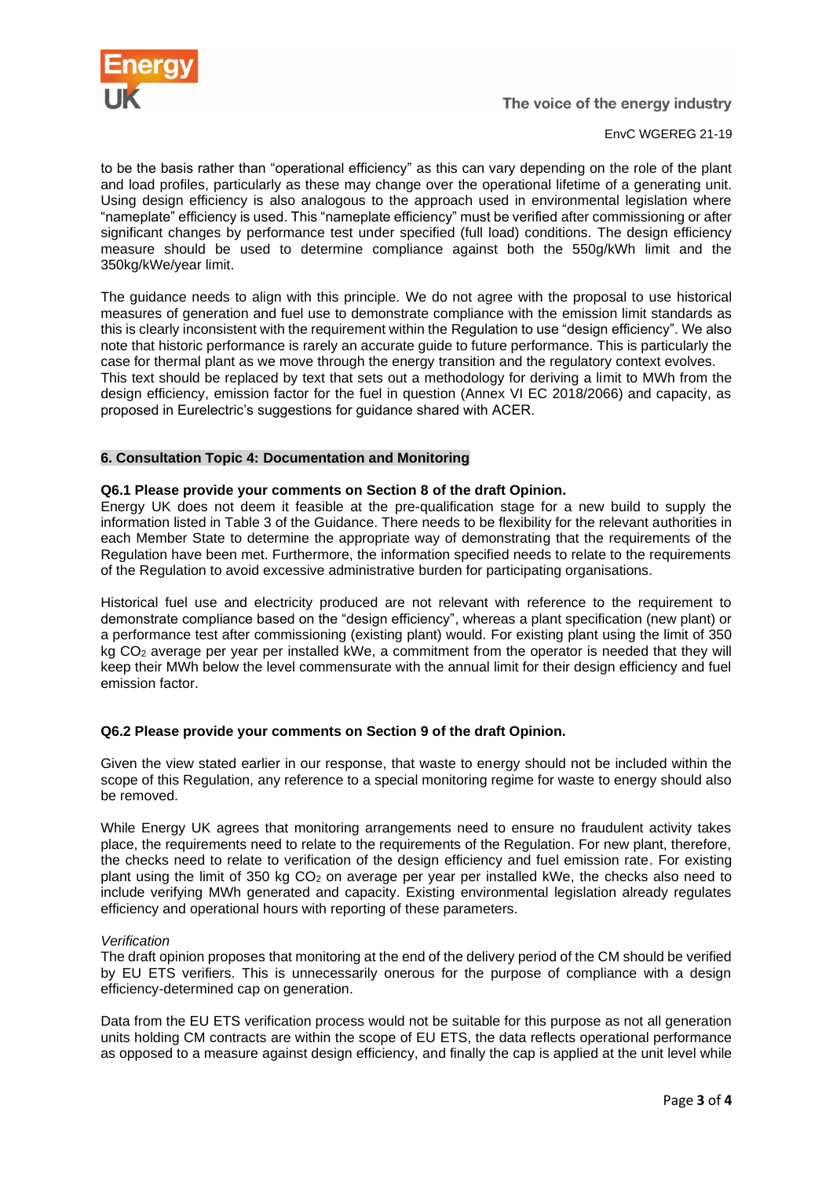to be the basis rather than "operational efficiency" as this can vary depending on the role of the plant and load profiles, particularly as these may change over the operational lifetime of a generating unit. Using design efficiency is also analogous to the approach used in environmental legislation where "nameplate" efficiency is used. This "nameplate efficiency" must be verified after commissioning or after significant changes by performance test under specified (full load) conditions. The design efficiency measure should be used to determine compliance against both the 550g/kWh limit and the 350kg/kWe/year limit.

The guidance needs to align with this principle. We do not agree with the proposal to use historical measures of generation and fuel use to demonstrate compliance with the emission limit standards as this is clearly inconsistent with the requirement within the Regulation to use "design efficiency". We also note that historic performance is rarely an accurate guide to future performance. This is particularly the case for thermal plant as we move through the energy transition and the regulatory context evolves.
This text should be replaced by text that sets out a methodology for deriving a limit to MWh from the design efficiency, emission factor for the fuel in question (Annex VI EC 2018/2066) and capacity, as proposed in Eurelectric's suggestions for guidance shared with ACER.

## 6. Consultation Topic 4: Documentation and Monitoring

**Q6.1 Please provide your comments on Section 8 of the draft Opinion.**

Energy UK does not deem it feasible at the pre-qualification stage for a new build to supply the information listed in Table 3 of the Guidance. There needs to be flexibility for the relevant authorities in each Member State to determine the appropriate way of demonstrating that the requirements of the Regulation have been met. Furthermore, the information specified needs to relate to the requirements of the Regulation to avoid excessive administrative burden for participating organisations.

Historical fuel use and electricity produced are not relevant with reference to the requirement to demonstrate compliance based on the "design efficiency", whereas a plant specification (new plant) or a performance test after commissioning (existing plant) would. For existing plant using the limit of 350 kg $CO_2$ average per year per installed kWe, a commitment from the operator is needed that they will keep their MWh below the level commensurate with the annual limit for their design efficiency and fuel emission factor.

**Q6.2 Please provide your comments on Section 9 of the draft Opinion.**

Given the view stated earlier in our response, that waste to energy should not be included within the scope of this Regulation, any reference to a special monitoring regime for waste to energy should also be removed.

While Energy UK agrees that monitoring arrangements need to ensure no fraudulent activity takes place, the requirements need to relate to the requirements of the Regulation. For new plant, therefore, the checks need to relate to verification of the design efficiency and fuel emission rate. For existing plant using the limit of 350 kg $CO_2$ on average per year per installed kWe, the checks also need to include verifying MWh generated and capacity. Existing environmental legislation already regulates efficiency and operational hours with reporting of these parameters.

*Verification*

The draft opinion proposes that monitoring at the end of the delivery period of the CM should be verified by EU ETS verifiers. This is unnecessarily onerous for the purpose of compliance with a design efficiency-determined cap on generation.

Data from the EU ETS verification process would not be suitable for this purpose as not all generation units holding CM contracts are within the scope of EU ETS, the data reflects operational performance as opposed to a measure against design efficiency, and finally the cap is applied at the unit level while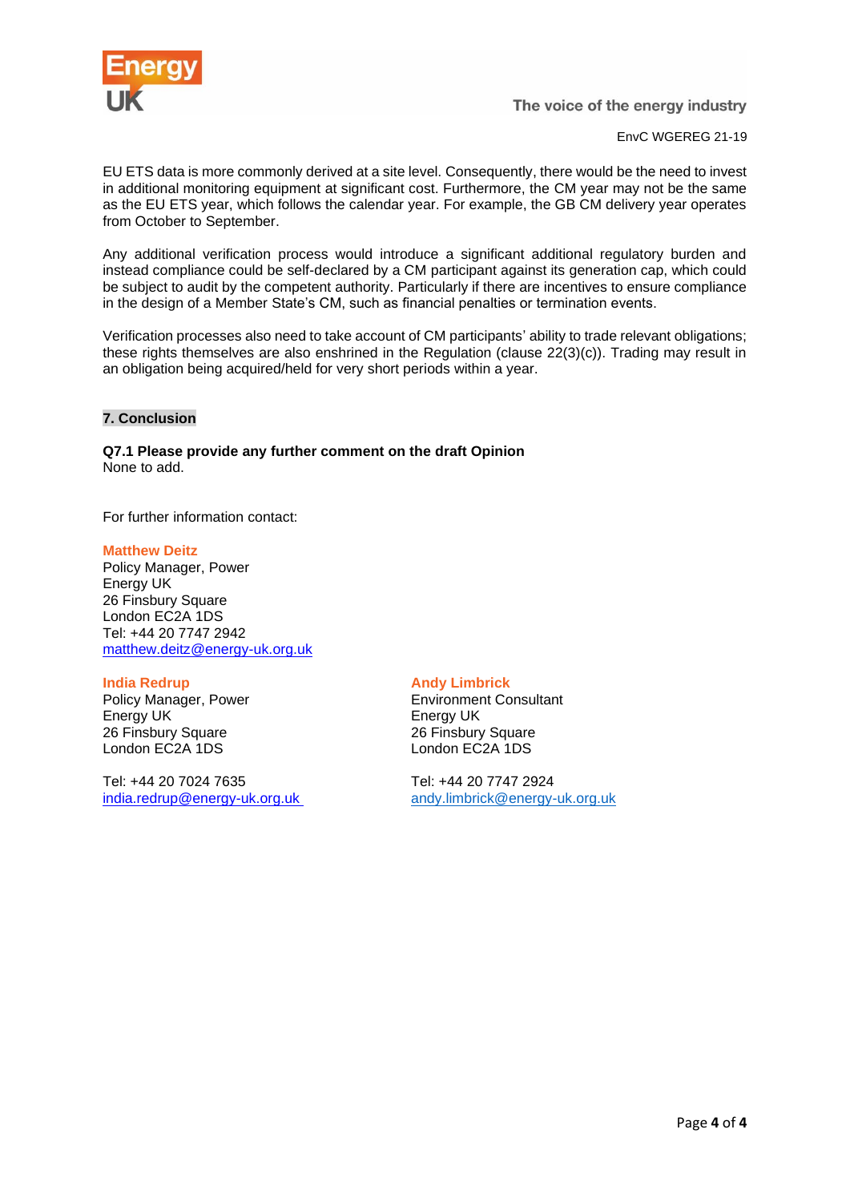EnvC WGEREG 21-19

EU ETS data is more commonly derived at a site level. Consequently, there would be the need to invest in additional monitoring equipment at significant cost. Furthermore, the CM year may not be the same as the EU ETS year, which follows the calendar year. For example, the GB CM delivery year operates from October to September.

Any additional verification process would introduce a significant additional regulatory burden and instead compliance could be self-declared by a CM participant against its generation cap, which could be subject to audit by the competent authority. Particularly if there are incentives to ensure compliance in the design of a Member State's CM, such as financial penalties or termination events.

Verification processes also need to take account of CM participants' ability to trade relevant obligations; these rights themselves are also enshrined in the Regulation (clause 22(3)(c)). Trading may result in an obligation being acquired/held for very short periods within a year.

## 7. Conclusion

**Q7.1 Please provide any further comment on the draft Opinion**
None to add.

For further information contact:

**Matthew Deitz**
Policy Manager, Power
Energy UK
26 Finsbury Square
London EC2A 1DS
Tel: +44 20 7747 2942
matthew.deitz@energy-uk.org.uk

**India Redrup**
Policy Manager, Power
Energy UK
26 Finsbury Square
London EC2A 1DS

Tel: +44 20 7024 7635
india.redrup@energy-uk.org.uk

**Andy Limbrick**
Environment Consultant
Energy UK
26 Finsbury Square
London EC2A 1DS

Tel: +44 20 7747 2924
andy.limbrick@energy-uk.org.uk